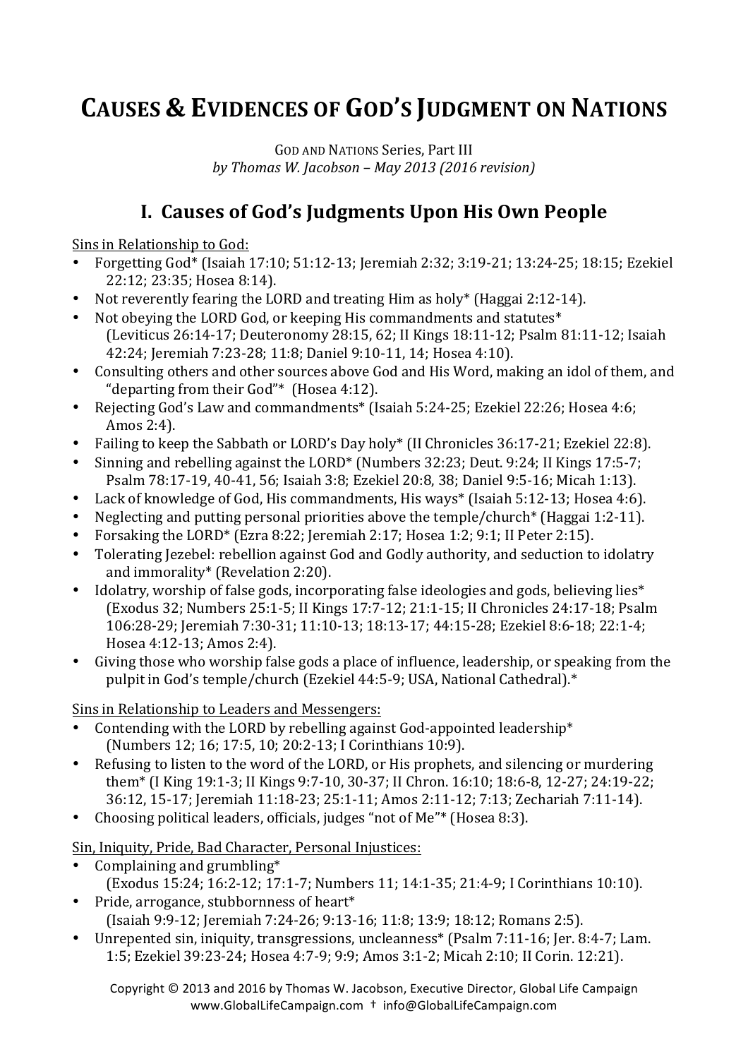# CAUSES & EVIDENCES OF GOD'S JUDGMENT ON NATIONS

GOD AND NATIONS Series, Part III
*by Thomas W. Jacobson – May 2013 (2016 revision)*

## I. Causes of God's Judgments Upon His Own People

Sins in Relationship to God:

- Forgetting God* (Isaiah 17:10; 51:12-13; Jeremiah 2:32; 3:19-21; 13:24-25; 18:15; Ezekiel 22:12; 23:35; Hosea 8:14).
- Not reverently fearing the LORD and treating Him as holy* (Haggai 2:12-14).
- Not obeying the LORD God, or keeping His commandments and statutes* (Leviticus 26:14-17; Deuteronomy 28:15, 62; II Kings 18:11-12; Psalm 81:11-12; Isaiah 42:24; Jeremiah 7:23-28; 11:8; Daniel 9:10-11, 14; Hosea 4:10).
- Consulting others and other sources above God and His Word, making an idol of them, and "departing from their God"* (Hosea 4:12).
- Rejecting God's Law and commandments* (Isaiah 5:24-25; Ezekiel 22:26; Hosea 4:6; Amos 2:4).
- Failing to keep the Sabbath or LORD's Day holy* (II Chronicles 36:17-21; Ezekiel 22:8).
- Sinning and rebelling against the LORD* (Numbers 32:23; Deut. 9:24; II Kings 17:5-7; Psalm 78:17-19, 40-41, 56; Isaiah 3:8; Ezekiel 20:8, 38; Daniel 9:5-16; Micah 1:13).
- Lack of knowledge of God, His commandments, His ways* (Isaiah 5:12-13; Hosea 4:6).
- Neglecting and putting personal priorities above the temple/church* (Haggai 1:2-11).
- Forsaking the LORD* (Ezra 8:22; Jeremiah 2:17; Hosea 1:2; 9:1; II Peter 2:15).
- Tolerating Jezebel: rebellion against God and Godly authority, and seduction to idolatry and immorality* (Revelation 2:20).
- Idolatry, worship of false gods, incorporating false ideologies and gods, believing lies* (Exodus 32; Numbers 25:1-5; II Kings 17:7-12; 21:1-15; II Chronicles 24:17-18; Psalm 106:28-29; Jeremiah 7:30-31; 11:10-13; 18:13-17; 44:15-28; Ezekiel 8:6-18; 22:1-4; Hosea 4:12-13; Amos 2:4).
- Giving those who worship false gods a place of influence, leadership, or speaking from the pulpit in God's temple/church (Ezekiel 44:5-9; USA, National Cathedral).*

Sins in Relationship to Leaders and Messengers:

- Contending with the LORD by rebelling against God-appointed leadership* (Numbers 12; 16; 17:5, 10; 20:2-13; I Corinthians 10:9).
- Refusing to listen to the word of the LORD, or His prophets, and silencing or murdering them* (I King 19:1-3; II Kings 9:7-10, 30-37; II Chron. 16:10; 18:6-8, 12-27; 24:19-22; 36:12, 15-17; Jeremiah 11:18-23; 25:1-11; Amos 2:11-12; 7:13; Zechariah 7:11-14).
- Choosing political leaders, officials, judges "not of Me"* (Hosea 8:3).

Sin, Iniquity, Pride, Bad Character, Personal Injustices:

- Complaining and grumbling* (Exodus 15:24; 16:2-12; 17:1-7; Numbers 11; 14:1-35; 21:4-9; I Corinthians 10:10).
- Pride, arrogance, stubbornness of heart* (Isaiah 9:9-12; Jeremiah 7:24-26; 9:13-16; 11:8; 13:9; 18:12; Romans 2:5).
- Unrepented sin, iniquity, transgressions, uncleanness* (Psalm 7:11-16; Jer. 8:4-7; Lam. 1:5; Ezekiel 39:23-24; Hosea 4:7-9; 9:9; Amos 3:1-2; Micah 2:10; II Corin. 12:21).

Copyright © 2013 and 2016 by Thomas W. Jacobson, Executive Director, Global Life Campaign
www.GlobalLifeCampaign.com † info@GlobalLifeCampaign.com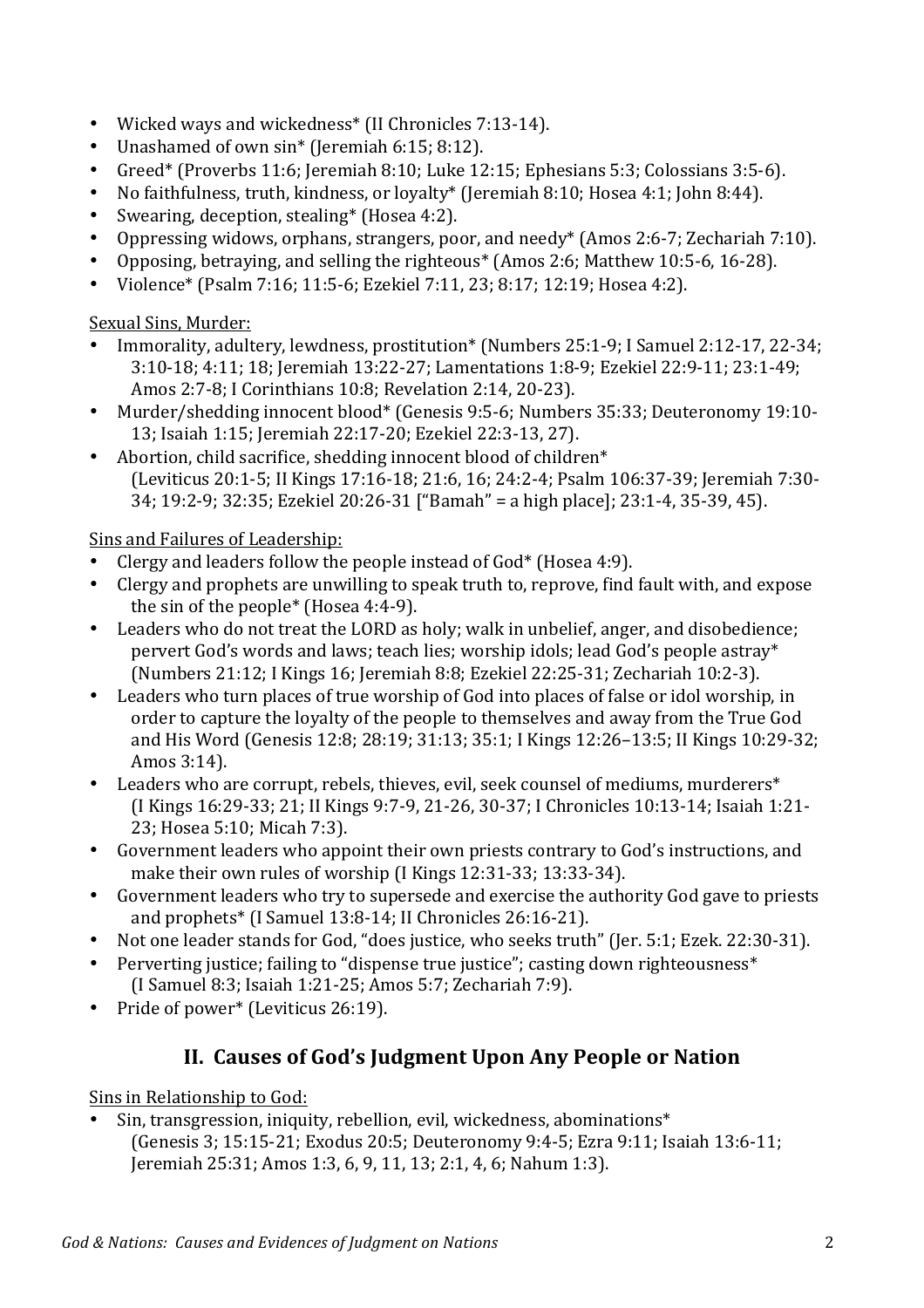- Wicked ways and wickedness* (II Chronicles 7:13-14).
- Unashamed of own sin* (Jeremiah 6:15; 8:12).
- Greed* (Proverbs 11:6; Jeremiah 8:10; Luke 12:15; Ephesians 5:3; Colossians 3:5-6).
- No faithfulness, truth, kindness, or loyalty* (Jeremiah 8:10; Hosea 4:1; John 8:44).
- Swearing, deception, stealing* (Hosea 4:2).
- Oppressing widows, orphans, strangers, poor, and needy* (Amos 2:6-7; Zechariah 7:10).
- Opposing, betraying, and selling the righteous* (Amos 2:6; Matthew 10:5-6, 16-28).
- Violence* (Psalm 7:16; 11:5-6; Ezekiel 7:11, 23; 8:17; 12:19; Hosea 4:2).

Sexual Sins, Murder:

- Immorality, adultery, lewdness, prostitution* (Numbers 25:1-9; I Samuel 2:12-17, 22-34; 3:10-18; 4:11; 18; Jeremiah 13:22-27; Lamentations 1:8-9; Ezekiel 22:9-11; 23:1-49; Amos 2:7-8; I Corinthians 10:8; Revelation 2:14, 20-23).
- Murder/shedding innocent blood* (Genesis 9:5-6; Numbers 35:33; Deuteronomy 19:10-13; Isaiah 1:15; Jeremiah 22:17-20; Ezekiel 22:3-13, 27).
- Abortion, child sacrifice, shedding innocent blood of children* (Leviticus 20:1-5; II Kings 17:16-18; 21:6, 16; 24:2-4; Psalm 106:37-39; Jeremiah 7:30-34; 19:2-9; 32:35; Ezekiel 20:26-31 ["Bamah" = a high place]; 23:1-4, 35-39, 45).

Sins and Failures of Leadership:

- Clergy and leaders follow the people instead of God* (Hosea 4:9).
- Clergy and prophets are unwilling to speak truth to, reprove, find fault with, and expose the sin of the people* (Hosea 4:4-9).
- Leaders who do not treat the LORD as holy; walk in unbelief, anger, and disobedience; pervert God's words and laws; teach lies; worship idols; lead God's people astray* (Numbers 21:12; I Kings 16; Jeremiah 8:8; Ezekiel 22:25-31; Zechariah 10:2-3).
- Leaders who turn places of true worship of God into places of false or idol worship, in order to capture the loyalty of the people to themselves and away from the True God and His Word (Genesis 12:8; 28:19; 31:13; 35:1; I Kings 12:26–13:5; II Kings 10:29-32; Amos 3:14).
- Leaders who are corrupt, rebels, thieves, evil, seek counsel of mediums, murderers* (I Kings 16:29-33; 21; II Kings 9:7-9, 21-26, 30-37; I Chronicles 10:13-14; Isaiah 1:21-23; Hosea 5:10; Micah 7:3).
- Government leaders who appoint their own priests contrary to God's instructions, and make their own rules of worship (I Kings 12:31-33; 13:33-34).
- Government leaders who try to supersede and exercise the authority God gave to priests and prophets* (I Samuel 13:8-14; II Chronicles 26:16-21).
- Not one leader stands for God, "does justice, who seeks truth" (Jer. 5:1; Ezek. 22:30-31).
- Perverting justice; failing to "dispense true justice"; casting down righteousness* (I Samuel 8:3; Isaiah 1:21-25; Amos 5:7; Zechariah 7:9).
- Pride of power* (Leviticus 26:19).

## II. Causes of God's Judgment Upon Any People or Nation

Sins in Relationship to God:

- Sin, transgression, iniquity, rebellion, evil, wickedness, abominations* (Genesis 3; 15:15-21; Exodus 20:5; Deuteronomy 9:4-5; Ezra 9:11; Isaiah 13:6-11; Jeremiah 25:31; Amos 1:3, 6, 9, 11, 13; 2:1, 4, 6; Nahum 1:3).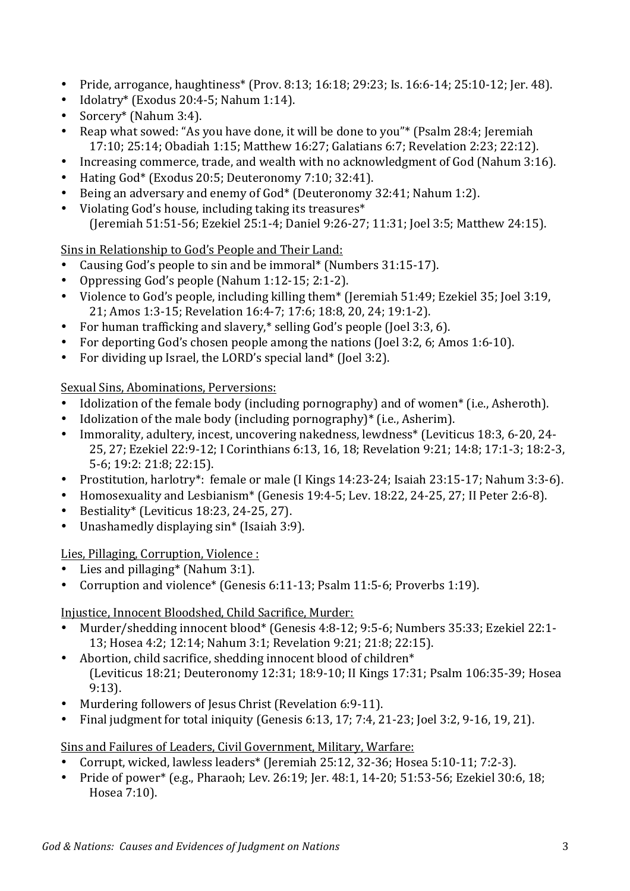- Pride, arrogance, haughtiness* (Prov. 8:13; 16:18; 29:23; Is. 16:6-14; 25:10-12; Jer. 48).
- Idolatry* (Exodus 20:4-5; Nahum 1:14).
- Sorcery* (Nahum 3:4).
- Reap what sowed: "As you have done, it will be done to you"* (Psalm 28:4; Jeremiah 17:10; 25:14; Obadiah 1:15; Matthew 16:27; Galatians 6:7; Revelation 2:23; 22:12).
- Increasing commerce, trade, and wealth with no acknowledgment of God (Nahum 3:16).
- Hating God* (Exodus 20:5; Deuteronomy 7:10; 32:41).
- Being an adversary and enemy of God* (Deuteronomy 32:41; Nahum 1:2).
- Violating God's house, including taking its treasures* (Jeremiah 51:51-56; Ezekiel 25:1-4; Daniel 9:26-27; 11:31; Joel 3:5; Matthew 24:15).

<u>Sins in Relationship to God's People and Their Land:</u>

- Causing God's people to sin and be immoral* (Numbers 31:15-17).
- Oppressing God's people (Nahum 1:12-15; 2:1-2).
- Violence to God's people, including killing them* (Jeremiah 51:49; Ezekiel 35; Joel 3:19, 21; Amos 1:3-15; Revelation 16:4-7; 17:6; 18:8, 20, 24; 19:1-2).
- For human trafficking and slavery,* selling God's people (Joel 3:3, 6).
- For deporting God's chosen people among the nations (Joel 3:2, 6; Amos 1:6-10).
- For dividing up Israel, the LORD's special land* (Joel 3:2).

<u>Sexual Sins, Abominations, Perversions:</u>

- Idolization of the female body (including pornography) and of women* (i.e., Asheroth).
- Idolization of the male body (including pornography)* (i.e., Asherim).
- Immorality, adultery, incest, uncovering nakedness, lewdness* (Leviticus 18:3, 6-20, 24-25, 27; Ezekiel 22:9-12; I Corinthians 6:13, 16, 18; Revelation 9:21; 14:8; 17:1-3; 18:2-3, 5-6; 19:2: 21:8; 22:15).
- Prostitution, harlotry*: female or male (I Kings 14:23-24; Isaiah 23:15-17; Nahum 3:3-6).
- Homosexuality and Lesbianism* (Genesis 19:4-5; Lev. 18:22, 24-25, 27; II Peter 2:6-8).
- Bestiality* (Leviticus 18:23, 24-25, 27).
- Unashamedly displaying sin* (Isaiah 3:9).

<u>Lies, Pillaging, Corruption, Violence :</u>

- Lies and pillaging* (Nahum 3:1).
- Corruption and violence* (Genesis 6:11-13; Psalm 11:5-6; Proverbs 1:19).

<u>Injustice, Innocent Bloodshed, Child Sacrifice, Murder:</u>

- Murder/shedding innocent blood* (Genesis 4:8-12; 9:5-6; Numbers 35:33; Ezekiel 22:1-13; Hosea 4:2; 12:14; Nahum 3:1; Revelation 9:21; 21:8; 22:15).
- Abortion, child sacrifice, shedding innocent blood of children* (Leviticus 18:21; Deuteronomy 12:31; 18:9-10; II Kings 17:31; Psalm 106:35-39; Hosea 9:13).
- Murdering followers of Jesus Christ (Revelation 6:9-11).
- Final judgment for total iniquity (Genesis 6:13, 17; 7:4, 21-23; Joel 3:2, 9-16, 19, 21).

<u>Sins and Failures of Leaders, Civil Government, Military, Warfare:</u>

- Corrupt, wicked, lawless leaders* (Jeremiah 25:12, 32-36; Hosea 5:10-11; 7:2-3).
- Pride of power* (e.g., Pharaoh; Lev. 26:19; Jer. 48:1, 14-20; 51:53-56; Ezekiel 30:6, 18; Hosea 7:10).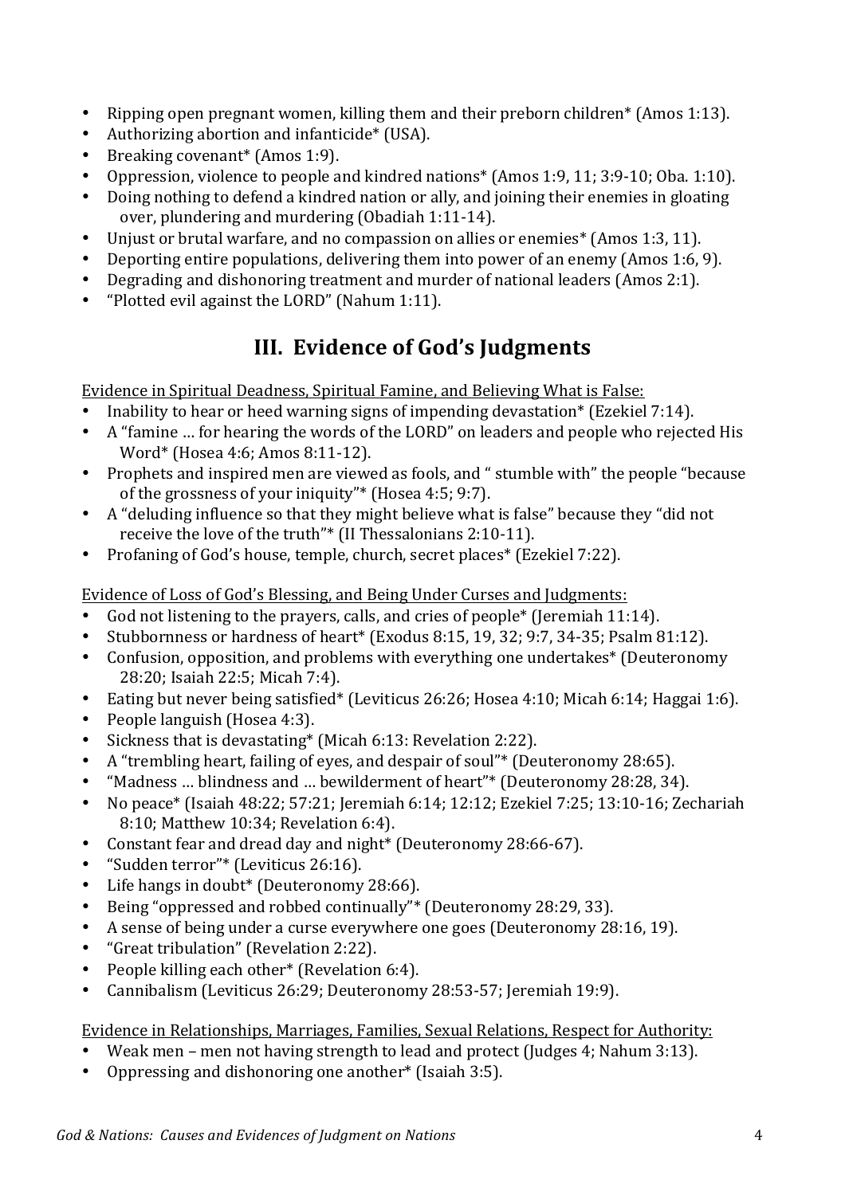- Ripping open pregnant women, killing them and their preborn children* (Amos 1:13).
- Authorizing abortion and infanticide* (USA).
- Breaking covenant* (Amos 1:9).
- Oppression, violence to people and kindred nations* (Amos 1:9, 11; 3:9-10; Oba. 1:10).
- Doing nothing to defend a kindred nation or ally, and joining their enemies in gloating over, plundering and murdering (Obadiah 1:11-14).
- Unjust or brutal warfare, and no compassion on allies or enemies* (Amos 1:3, 11).
- Deporting entire populations, delivering them into power of an enemy (Amos 1:6, 9).
- Degrading and dishonoring treatment and murder of national leaders (Amos 2:1).
- "Plotted evil against the LORD" (Nahum 1:11).

## III. Evidence of God's Judgments

Evidence in Spiritual Deadness, Spiritual Famine, and Believing What is False:

- Inability to hear or heed warning signs of impending devastation* (Ezekiel 7:14).
- A "famine … for hearing the words of the LORD" on leaders and people who rejected His Word* (Hosea 4:6; Amos 8:11-12).
- Prophets and inspired men are viewed as fools, and " stumble with" the people "because of the grossness of your iniquity"* (Hosea 4:5; 9:7).
- A "deluding influence so that they might believe what is false" because they "did not receive the love of the truth"* (II Thessalonians 2:10-11).
- Profaning of God's house, temple, church, secret places* (Ezekiel 7:22).

Evidence of Loss of God's Blessing, and Being Under Curses and Judgments:

- God not listening to the prayers, calls, and cries of people* (Jeremiah 11:14).
- Stubbornness or hardness of heart* (Exodus 8:15, 19, 32; 9:7, 34-35; Psalm 81:12).
- Confusion, opposition, and problems with everything one undertakes* (Deuteronomy 28:20; Isaiah 22:5; Micah 7:4).
- Eating but never being satisfied* (Leviticus 26:26; Hosea 4:10; Micah 6:14; Haggai 1:6).
- People languish (Hosea 4:3).
- Sickness that is devastating* (Micah 6:13: Revelation 2:22).
- A "trembling heart, failing of eyes, and despair of soul"* (Deuteronomy 28:65).
- "Madness … blindness and … bewilderment of heart"* (Deuteronomy 28:28, 34).
- No peace* (Isaiah 48:22; 57:21; Jeremiah 6:14; 12:12; Ezekiel 7:25; 13:10-16; Zechariah 8:10; Matthew 10:34; Revelation 6:4).
- Constant fear and dread day and night* (Deuteronomy 28:66-67).
- "Sudden terror"* (Leviticus 26:16).
- Life hangs in doubt* (Deuteronomy 28:66).
- Being "oppressed and robbed continually"* (Deuteronomy 28:29, 33).
- A sense of being under a curse everywhere one goes (Deuteronomy 28:16, 19).
- "Great tribulation" (Revelation 2:22).
- People killing each other* (Revelation 6:4).
- Cannibalism (Leviticus 26:29; Deuteronomy 28:53-57; Jeremiah 19:9).

Evidence in Relationships, Marriages, Families, Sexual Relations, Respect for Authority:

- Weak men – men not having strength to lead and protect (Judges 4; Nahum 3:13).
- Oppressing and dishonoring one another* (Isaiah 3:5).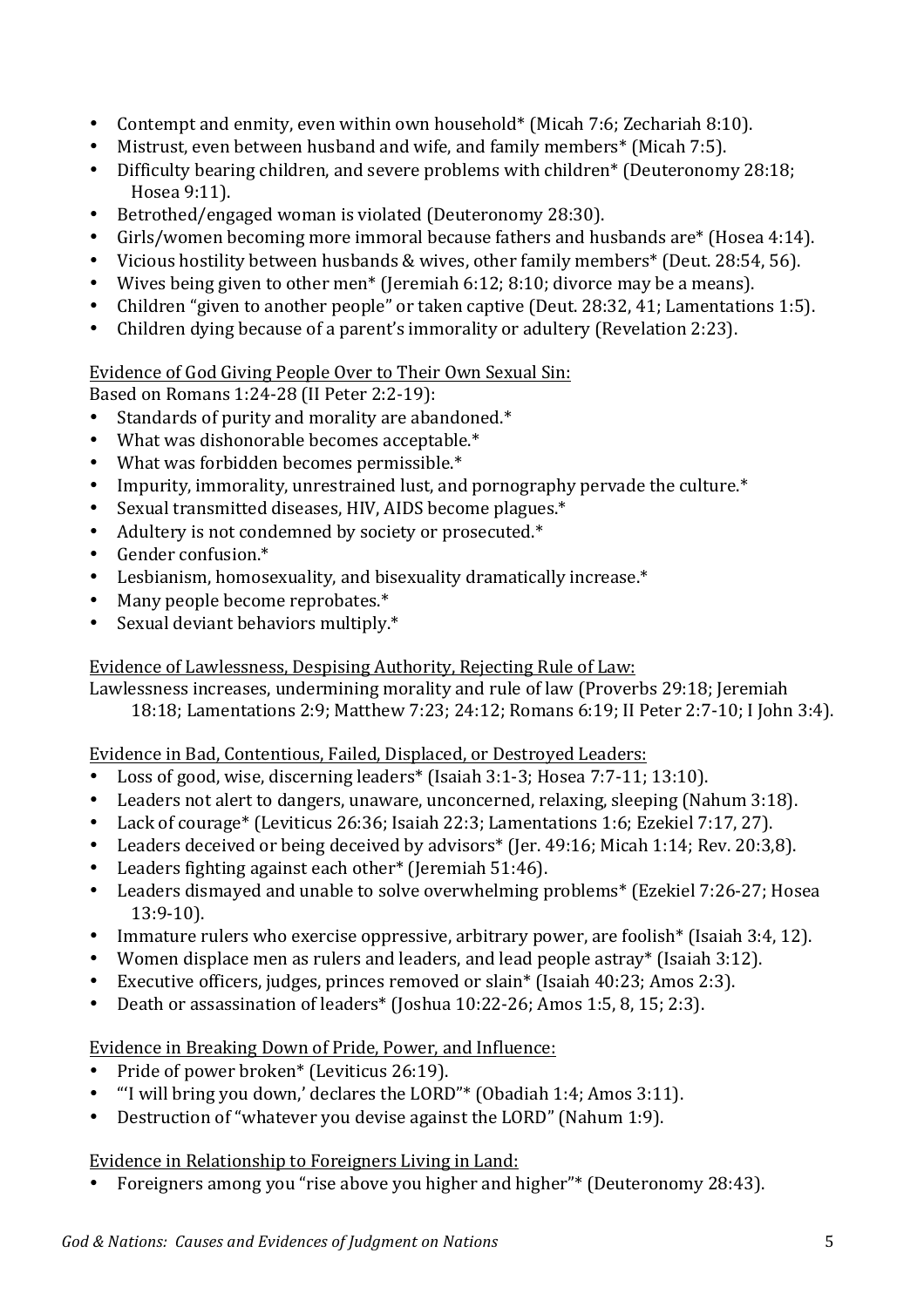- Contempt and enmity, even within own household* (Micah 7:6; Zechariah 8:10).
- Mistrust, even between husband and wife, and family members* (Micah 7:5).
- Difficulty bearing children, and severe problems with children* (Deuteronomy 28:18; Hosea 9:11).
- Betrothed/engaged woman is violated (Deuteronomy 28:30).
- Girls/women becoming more immoral because fathers and husbands are* (Hosea 4:14).
- Vicious hostility between husbands & wives, other family members* (Deut. 28:54, 56).
- Wives being given to other men* (Jeremiah 6:12; 8:10; divorce may be a means).
- Children "given to another people" or taken captive (Deut. 28:32, 41; Lamentations 1:5).
- Children dying because of a parent's immorality or adultery (Revelation 2:23).

<u>Evidence of God Giving People Over to Their Own Sexual Sin:</u>

Based on Romans 1:24-28 (II Peter 2:2-19):

- Standards of purity and morality are abandoned.*
- What was dishonorable becomes acceptable.*
- What was forbidden becomes permissible.*
- Impurity, immorality, unrestrained lust, and pornography pervade the culture.*
- Sexual transmitted diseases, HIV, AIDS become plagues.*
- Adultery is not condemned by society or prosecuted.*
- Gender confusion.*
- Lesbianism, homosexuality, and bisexuality dramatically increase.*
- Many people become reprobates.*
- Sexual deviant behaviors multiply.*

<u>Evidence of Lawlessness, Despising Authority, Rejecting Rule of Law:</u>

Lawlessness increases, undermining morality and rule of law (Proverbs 29:18; Jeremiah 18:18; Lamentations 2:9; Matthew 7:23; 24:12; Romans 6:19; II Peter 2:7-10; I John 3:4).

<u>Evidence in Bad, Contentious, Failed, Displaced, or Destroyed Leaders:</u>

- Loss of good, wise, discerning leaders* (Isaiah 3:1-3; Hosea 7:7-11; 13:10).
- Leaders not alert to dangers, unaware, unconcerned, relaxing, sleeping (Nahum 3:18).
- Lack of courage* (Leviticus 26:36; Isaiah 22:3; Lamentations 1:6; Ezekiel 7:17, 27).
- Leaders deceived or being deceived by advisors* (Jer. 49:16; Micah 1:14; Rev. 20:3,8).
- Leaders fighting against each other* (Jeremiah 51:46).
- Leaders dismayed and unable to solve overwhelming problems* (Ezekiel 7:26-27; Hosea 13:9-10).
- Immature rulers who exercise oppressive, arbitrary power, are foolish* (Isaiah 3:4, 12).
- Women displace men as rulers and leaders, and lead people astray* (Isaiah 3:12).
- Executive officers, judges, princes removed or slain* (Isaiah 40:23; Amos 2:3).
- Death or assassination of leaders* (Joshua 10:22-26; Amos 1:5, 8, 15; 2:3).

<u>Evidence in Breaking Down of Pride, Power, and Influence:</u>

- Pride of power broken* (Leviticus 26:19).
- "'I will bring you down,' declares the LORD"* (Obadiah 1:4; Amos 3:11).
- Destruction of "whatever you devise against the LORD" (Nahum 1:9).

<u>Evidence in Relationship to Foreigners Living in Land:</u>

- Foreigners among you "rise above you higher and higher"* (Deuteronomy 28:43).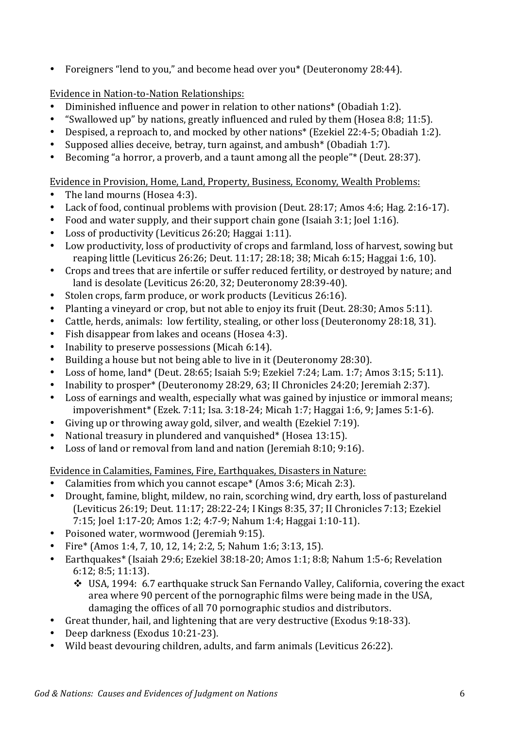- Foreigners "lend to you," and become head over you* (Deuteronomy 28:44).

Evidence in Nation-to-Nation Relationships:

- Diminished influence and power in relation to other nations* (Obadiah 1:2).
- "Swallowed up" by nations, greatly influenced and ruled by them (Hosea 8:8; 11:5).
- Despised, a reproach to, and mocked by other nations* (Ezekiel 22:4-5; Obadiah 1:2).
- Supposed allies deceive, betray, turn against, and ambush* (Obadiah 1:7).
- Becoming "a horror, a proverb, and a taunt among all the people"* (Deut. 28:37).

Evidence in Provision, Home, Land, Property, Business, Economy, Wealth Problems:

- The land mourns (Hosea 4:3).
- Lack of food, continual problems with provision (Deut. 28:17; Amos 4:6; Hag. 2:16-17).
- Food and water supply, and their support chain gone (Isaiah 3:1; Joel 1:16).
- Loss of productivity (Leviticus 26:20; Haggai 1:11).
- Low productivity, loss of productivity of crops and farmland, loss of harvest, sowing but reaping little (Leviticus 26:26; Deut. 11:17; 28:18; 38; Micah 6:15; Haggai 1:6, 10).
- Crops and trees that are infertile or suffer reduced fertility, or destroyed by nature; and land is desolate (Leviticus 26:20, 32; Deuteronomy 28:39-40).
- Stolen crops, farm produce, or work products (Leviticus 26:16).
- Planting a vineyard or crop, but not able to enjoy its fruit (Deut. 28:30; Amos 5:11).
- Cattle, herds, animals: low fertility, stealing, or other loss (Deuteronomy 28:18, 31).
- Fish disappear from lakes and oceans (Hosea 4:3).
- Inability to preserve possessions (Micah 6:14).
- Building a house but not being able to live in it (Deuteronomy 28:30).
- Loss of home, land* (Deut. 28:65; Isaiah 5:9; Ezekiel 7:24; Lam. 1:7; Amos 3:15; 5:11).
- Inability to prosper* (Deuteronomy 28:29, 63; II Chronicles 24:20; Jeremiah 2:37).
- Loss of earnings and wealth, especially what was gained by injustice or immoral means; impoverishment* (Ezek. 7:11; Isa. 3:18-24; Micah 1:7; Haggai 1:6, 9; James 5:1-6).
- Giving up or throwing away gold, silver, and wealth (Ezekiel 7:19).
- National treasury in plundered and vanquished* (Hosea 13:15).
- Loss of land or removal from land and nation (Jeremiah 8:10; 9:16).

Evidence in Calamities, Famines, Fire, Earthquakes, Disasters in Nature:

- Calamities from which you cannot escape* (Amos 3:6; Micah 2:3).
- Drought, famine, blight, mildew, no rain, scorching wind, dry earth, loss of pastureland (Leviticus 26:19; Deut. 11:17; 28:22-24; I Kings 8:35, 37; II Chronicles 7:13; Ezekiel 7:15; Joel 1:17-20; Amos 1:2; 4:7-9; Nahum 1:4; Haggai 1:10-11).
- Poisoned water, wormwood (Jeremiah 9:15).
- Fire* (Amos 1:4, 7, 10, 12, 14; 2:2, 5; Nahum 1:6; 3:13, 15).
- Earthquakes* (Isaiah 29:6; Ezekiel 38:18-20; Amos 1:1; 8:8; Nahum 1:5-6; Revelation 6:12; 8:5; 11:13).
    - USA, 1994: 6.7 earthquake struck San Fernando Valley, California, covering the exact area where 90 percent of the pornographic films were being made in the USA, damaging the offices of all 70 pornographic studios and distributors.
- Great thunder, hail, and lightening that are very destructive (Exodus 9:18-33).
- Deep darkness (Exodus 10:21-23).
- Wild beast devouring children, adults, and farm animals (Leviticus 26:22).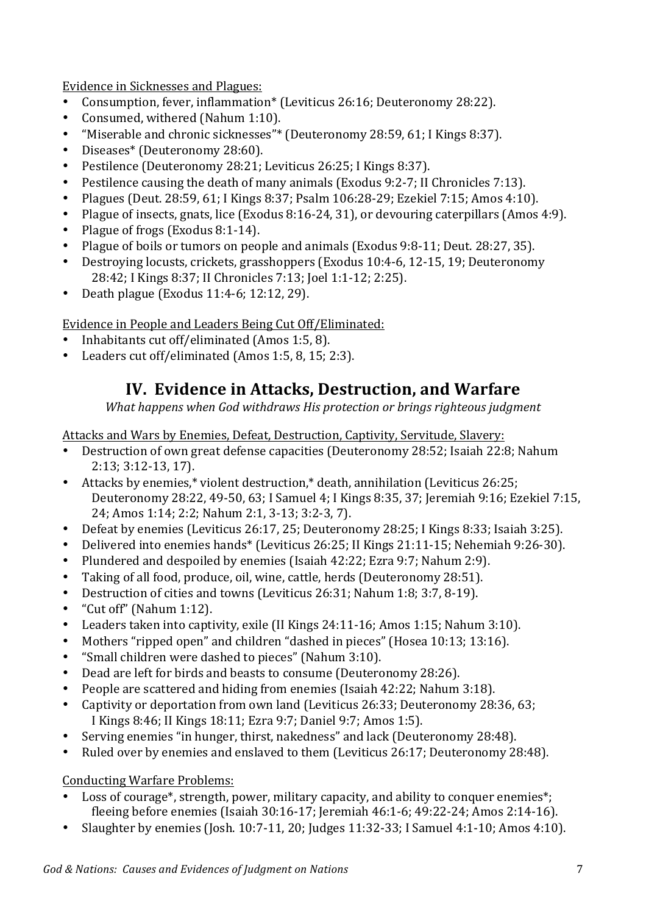Evidence in Sicknesses and Plagues:

- Consumption, fever, inflammation* (Leviticus 26:16; Deuteronomy 28:22).
- Consumed, withered (Nahum 1:10).
- "Miserable and chronic sicknesses"* (Deuteronomy 28:59, 61; I Kings 8:37).
- Diseases* (Deuteronomy 28:60).
- Pestilence (Deuteronomy 28:21; Leviticus 26:25; I Kings 8:37).
- Pestilence causing the death of many animals (Exodus 9:2-7; II Chronicles 7:13).
- Plagues (Deut. 28:59, 61; I Kings 8:37; Psalm 106:28-29; Ezekiel 7:15; Amos 4:10).
- Plague of insects, gnats, lice (Exodus 8:16-24, 31), or devouring caterpillars (Amos 4:9).
- Plague of frogs (Exodus 8:1-14).
- Plague of boils or tumors on people and animals (Exodus 9:8-11; Deut. 28:27, 35).
- Destroying locusts, crickets, grasshoppers (Exodus 10:4-6, 12-15, 19; Deuteronomy 28:42; I Kings 8:37; II Chronicles 7:13; Joel 1:1-12; 2:25).
- Death plague (Exodus 11:4-6; 12:12, 29).

Evidence in People and Leaders Being Cut Off/Eliminated:

- Inhabitants cut off/eliminated (Amos 1:5, 8).
- Leaders cut off/eliminated (Amos 1:5, 8, 15; 2:3).

## IV. Evidence in Attacks, Destruction, and Warfare

*What happens when God withdraws His protection or brings righteous judgment*

Attacks and Wars by Enemies, Defeat, Destruction, Captivity, Servitude, Slavery:

- Destruction of own great defense capacities (Deuteronomy 28:52; Isaiah 22:8; Nahum 2:13; 3:12-13, 17).
- Attacks by enemies,* violent destruction,* death, annihilation (Leviticus 26:25; Deuteronomy 28:22, 49-50, 63; I Samuel 4; I Kings 8:35, 37; Jeremiah 9:16; Ezekiel 7:15, 24; Amos 1:14; 2:2; Nahum 2:1, 3-13; 3:2-3, 7).
- Defeat by enemies (Leviticus 26:17, 25; Deuteronomy 28:25; I Kings 8:33; Isaiah 3:25).
- Delivered into enemies hands* (Leviticus 26:25; II Kings 21:11-15; Nehemiah 9:26-30).
- Plundered and despoiled by enemies (Isaiah 42:22; Ezra 9:7; Nahum 2:9).
- Taking of all food, produce, oil, wine, cattle, herds (Deuteronomy 28:51).
- Destruction of cities and towns (Leviticus 26:31; Nahum 1:8; 3:7, 8-19).
- "Cut off" (Nahum 1:12).
- Leaders taken into captivity, exile (II Kings 24:11-16; Amos 1:15; Nahum 3:10).
- Mothers "ripped open" and children "dashed in pieces" (Hosea 10:13; 13:16).
- "Small children were dashed to pieces" (Nahum 3:10).
- Dead are left for birds and beasts to consume (Deuteronomy 28:26).
- People are scattered and hiding from enemies (Isaiah 42:22; Nahum 3:18).
- Captivity or deportation from own land (Leviticus 26:33; Deuteronomy 28:36, 63; I Kings 8:46; II Kings 18:11; Ezra 9:7; Daniel 9:7; Amos 1:5).
- Serving enemies "in hunger, thirst, nakedness" and lack (Deuteronomy 28:48).
- Ruled over by enemies and enslaved to them (Leviticus 26:17; Deuteronomy 28:48).

Conducting Warfare Problems:

- Loss of courage*, strength, power, military capacity, and ability to conquer enemies*; fleeing before enemies (Isaiah 30:16-17; Jeremiah 46:1-6; 49:22-24; Amos 2:14-16).
- Slaughter by enemies (Josh. 10:7-11, 20; Judges 11:32-33; I Samuel 4:1-10; Amos 4:10).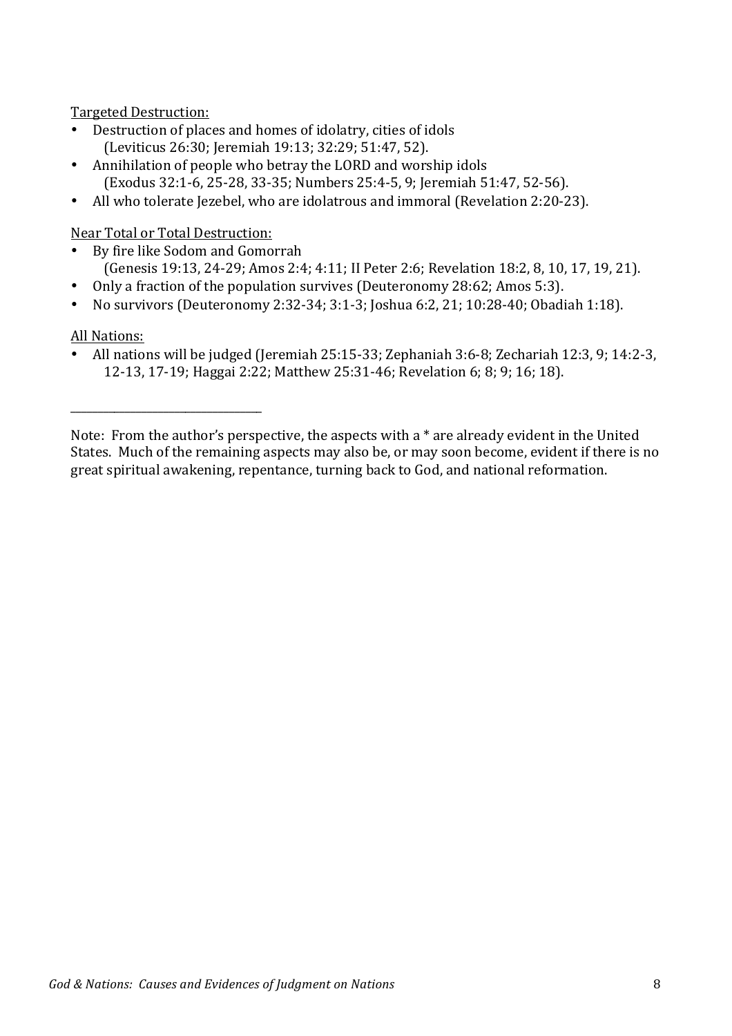Targeted Destruction:

- Destruction of places and homes of idolatry, cities of idols (Leviticus 26:30; Jeremiah 19:13; 32:29; 51:47, 52).
- Annihilation of people who betray the LORD and worship idols (Exodus 32:1-6, 25-28, 33-35; Numbers 25:4-5, 9; Jeremiah 51:47, 52-56).
- All who tolerate Jezebel, who are idolatrous and immoral (Revelation 2:20-23).

Near Total or Total Destruction:

- By fire like Sodom and Gomorrah (Genesis 19:13, 24-29; Amos 2:4; 4:11; II Peter 2:6; Revelation 18:2, 8, 10, 17, 19, 21).
- Only a fraction of the population survives (Deuteronomy 28:62; Amos 5:3).
- No survivors (Deuteronomy 2:32-34; 3:1-3; Joshua 6:2, 21; 10:28-40; Obadiah 1:18).

All Nations:

- All nations will be judged (Jeremiah 25:15-33; Zephaniah 3:6-8; Zechariah 12:3, 9; 14:2-3, 12-13, 17-19; Haggai 2:22; Matthew 25:31-46; Revelation 6; 8; 9; 16; 18).

---

Note: From the author's perspective, the aspects with a * are already evident in the United States. Much of the remaining aspects may also be, or may soon become, evident if there is no great spiritual awakening, repentance, turning back to God, and national reformation.